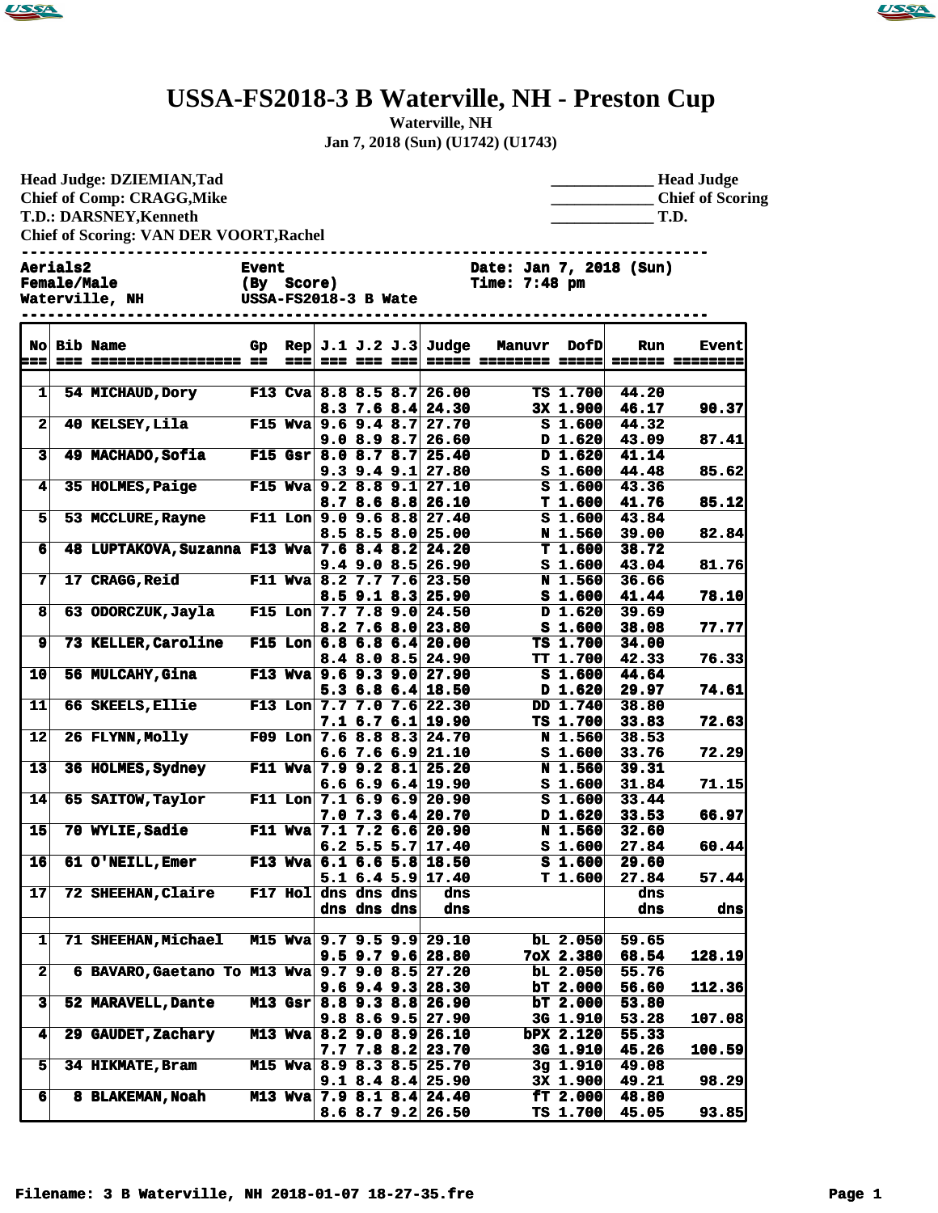# USSA-FS2018-3 B Waterville, NH - Preston Cup

**Waterville, NH**

**Jan 7, 2018 (Sun) (U1742) (U1743)**

**Head Judge: DZIEMIAN,Tad**
**Chief of Comp: CRAGG,Mike**
**T.D.: DARSNEY,Kenneth**
**Chief of Scoring: VAN DER VOORT,Rachel**

_____________ Head Judge
_____________ Chief of Scoring
_____________ T.D.

```
Aerials2              Event                  Date: Jan 7, 2018 (Sun)
Female/Male           (By  Score)            Time: 7:48 pm
Waterville, NH        USSA-FS2018-3 B Wate
```

| No | Bib | Name | Gp | Rep | J.1 | J.2 | J.3 | Judge | Manuvr | DofD | Run | Event |
|---|---|---|---|---|---|---|---|---|---|---|---|---|
| 1 | 54 | MICHAUD,Dory | F13 | Cva | 8.8 | 8.5 | 8.7 | 26.00 | TS | 1.700 | 44.20 | |
| | | | | | 8.3 | 7.6 | 8.4 | 24.30 | 3X | 1.900 | 46.17 | 90.37 |
| 2 | 40 | KELSEY,Lila | F15 | Wva | 9.6 | 9.4 | 8.7 | 27.70 | S | 1.600 | 44.32 | |
| | | | | | 9.0 | 8.9 | 8.7 | 26.60 | D | 1.620 | 43.09 | 87.41 |
| 3 | 49 | MACHADO,Sofia | F15 | Gsr | 8.0 | 8.7 | 8.7 | 25.40 | D | 1.620 | 41.14 | |
| | | | | | 9.3 | 9.4 | 9.1 | 27.80 | S | 1.600 | 44.48 | 85.62 |
| 4 | 35 | HOLMES,Paige | F15 | Wva | 9.2 | 8.8 | 9.1 | 27.10 | S | 1.600 | 43.36 | |
| | | | | | 8.7 | 8.6 | 8.8 | 26.10 | T | 1.600 | 41.76 | 85.12 |
| 5 | 53 | MCCLURE,Rayne | F11 | Lon | 9.0 | 9.6 | 8.8 | 27.40 | S | 1.600 | 43.84 | |
| | | | | | 8.5 | 8.5 | 8.0 | 25.00 | N | 1.560 | 39.00 | 82.84 |
| 6 | 48 | LUPTAKOVA,Suzanna | F13 | Wva | 7.6 | 8.4 | 8.2 | 24.20 | T | 1.600 | 38.72 | |
| | | | | | 9.4 | 9.0 | 8.5 | 26.90 | S | 1.600 | 43.04 | 81.76 |
| 7 | 17 | CRAGG,Reid | F11 | Wva | 8.2 | 7.7 | 7.6 | 23.50 | N | 1.560 | 36.66 | |
| | | | | | 8.5 | 9.1 | 8.3 | 25.90 | S | 1.600 | 41.44 | 78.10 |
| 8 | 63 | ODORCZUK,Jayla | F15 | Lon | 7.7 | 7.8 | 9.0 | 24.50 | D | 1.620 | 39.69 | |
| | | | | | 8.2 | 7.6 | 8.0 | 23.80 | S | 1.600 | 38.08 | 77.77 |
| 9 | 73 | KELLER,Caroline | F15 | Lon | 6.8 | 6.8 | 6.4 | 20.00 | TS | 1.700 | 34.00 | |
| | | | | | 8.4 | 8.0 | 8.5 | 24.90 | TT | 1.700 | 42.33 | 76.33 |
| 10 | 56 | MULCAHY,Gina | F13 | Wva | 9.6 | 9.3 | 9.0 | 27.90 | S | 1.600 | 44.64 | |
| | | | | | 5.3 | 6.8 | 6.4 | 18.50 | D | 1.620 | 29.97 | 74.61 |
| 11 | 66 | SKEELS,Ellie | F13 | Lon | 7.7 | 7.0 | 7.6 | 22.30 | DD | 1.740 | 38.80 | |
| | | | | | 7.1 | 6.7 | 6.1 | 19.90 | TS | 1.700 | 33.83 | 72.63 |
| 12 | 26 | FLYNN,Molly | F09 | Lon | 7.6 | 8.8 | 8.3 | 24.70 | N | 1.560 | 38.53 | |
| | | | | | 6.6 | 7.6 | 6.9 | 21.10 | S | 1.600 | 33.76 | 72.29 |
| 13 | 36 | HOLMES,Sydney | F11 | Wva | 7.9 | 9.2 | 8.1 | 25.20 | N | 1.560 | 39.31 | |
| | | | | | 6.6 | 6.9 | 6.4 | 19.90 | S | 1.600 | 31.84 | 71.15 |
| 14 | 65 | SAITOW,Taylor | F11 | Lon | 7.1 | 6.9 | 6.9 | 20.90 | S | 1.600 | 33.44 | |
| | | | | | 7.0 | 7.3 | 6.4 | 20.70 | D | 1.620 | 33.53 | 66.97 |
| 15 | 70 | WYLIE,Sadie | F11 | Wva | 7.1 | 7.2 | 6.6 | 20.90 | N | 1.560 | 32.60 | |
| | | | | | 6.2 | 5.5 | 5.7 | 17.40 | S | 1.600 | 27.84 | 60.44 |
| 16 | 61 | O'NEILL,Emer | F13 | Wva | 6.1 | 6.6 | 5.8 | 18.50 | S | 1.600 | 29.60 | |
| | | | | | 5.1 | 6.4 | 5.9 | 17.40 | T | 1.600 | 27.84 | 57.44 |
| 17 | 72 | SHEEHAN,Claire | F17 | Hol | dns | dns | dns | dns | | | dns | |
| | | | | | dns | dns | dns | dns | | | dns | dns |
| | | | | | | | | | | | | |
| 1 | 71 | SHEEHAN,Michael | M15 | Wva | 9.7 | 9.5 | 9.9 | 29.10 | bL | 2.050 | 59.65 | |
| | | | | | 9.5 | 9.7 | 9.6 | 28.80 | 7oX | 2.380 | 68.54 | 128.19 |
| 2 | 6 | BAVARO,Gaetano To | M13 | Wva | 9.7 | 9.0 | 8.5 | 27.20 | bL | 2.050 | 55.76 | |
| | | | | | 9.6 | 9.4 | 9.3 | 28.30 | bT | 2.000 | 56.60 | 112.36 |
| 3 | 52 | MARAVELL,Dante | M13 | Gsr | 8.8 | 9.3 | 8.8 | 26.90 | bT | 2.000 | 53.80 | |
| | | | | | 9.8 | 8.6 | 9.5 | 27.90 | 3G | 1.910 | 53.28 | 107.08 |
| 4 | 29 | GAUDET,Zachary | M13 | Wva | 8.2 | 9.0 | 8.9 | 26.10 | bPX | 2.120 | 55.33 | |
| | | | | | 7.7 | 7.8 | 8.2 | 23.70 | 3G | 1.910 | 45.26 | 100.59 |
| 5 | 34 | HIKMATE,Bram | M15 | Wva | 8.9 | 8.3 | 8.5 | 25.70 | 3g | 1.910 | 49.08 | |
| | | | | | 9.1 | 8.4 | 8.4 | 25.90 | 3X | 1.900 | 49.21 | 98.29 |
| 6 | 8 | BLAKEMAN,Noah | M13 | Wva | 7.9 | 8.1 | 8.4 | 24.40 | fT | 2.000 | 48.80 | |
| | | | | | 8.6 | 8.7 | 9.2 | 26.50 | TS | 1.700 | 45.05 | 93.85 |

Filename: 3 B Waterville, NH 2018-01-07 18-27-35.fre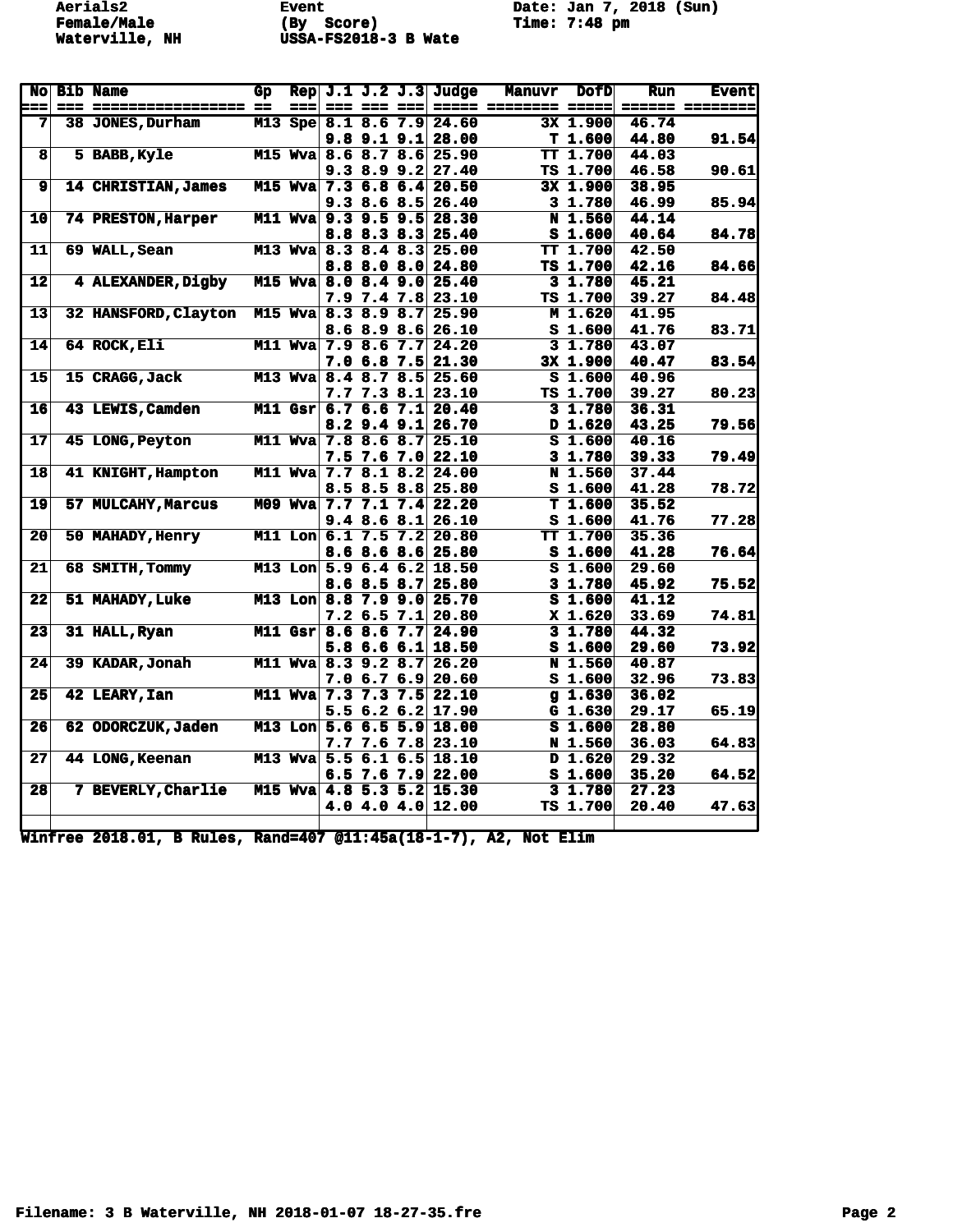Aerials2　　Event　　Date: Jan 7, 2018 (Sun)
Female/Male　　(By Score)　　Time: 7:48 pm
Waterville, NH　　USSA-FS2018-3 B Wate

| No | Bib | Name | Gp | Rep | J.1 | J.2 | J.3 | Judge | Manuvr | DofD | Run | Event |
|---|---|---|---|---|---|---|---|---|---|---|---|---|
| 7 | 38 | JONES,Durham | M13 | Spe | 8.1 | 8.6 | 7.9 | 24.60 | 3X | 1.900 | 46.74 | |
| | | | | | 9.8 | 9.1 | 9.1 | 28.00 | T | 1.600 | 44.80 | 91.54 |
| 8 | 5 | BABB,Kyle | M15 | Wva | 8.6 | 8.7 | 8.6 | 25.90 | TT | 1.700 | 44.03 | |
| | | | | | 9.3 | 8.9 | 9.2 | 27.40 | TS | 1.700 | 46.58 | 90.61 |
| 9 | 14 | CHRISTIAN,James | M15 | Wva | 7.3 | 6.8 | 6.4 | 20.50 | 3X | 1.900 | 38.95 | |
| | | | | | 9.3 | 8.6 | 8.5 | 26.40 | 3 | 1.780 | 46.99 | 85.94 |
| 10 | 74 | PRESTON,Harper | M11 | Wva | 9.3 | 9.5 | 9.5 | 28.30 | N | 1.560 | 44.14 | |
| | | | | | 8.8 | 8.3 | 8.3 | 25.40 | S | 1.600 | 40.64 | 84.78 |
| 11 | 69 | WALL,Sean | M13 | Wva | 8.3 | 8.4 | 8.3 | 25.00 | TT | 1.700 | 42.50 | |
| | | | | | 8.8 | 8.0 | 8.0 | 24.80 | TS | 1.700 | 42.16 | 84.66 |
| 12 | 4 | ALEXANDER,Digby | M15 | Wva | 8.0 | 8.4 | 9.0 | 25.40 | 3 | 1.780 | 45.21 | |
| | | | | | 7.9 | 7.4 | 7.8 | 23.10 | TS | 1.700 | 39.27 | 84.48 |
| 13 | 32 | HANSFORD,Clayton | M15 | Wva | 8.3 | 8.9 | 8.7 | 25.90 | M | 1.620 | 41.95 | |
| | | | | | 8.6 | 8.9 | 8.6 | 26.10 | S | 1.600 | 41.76 | 83.71 |
| 14 | 64 | ROCK,Eli | M11 | Wva | 7.9 | 8.6 | 7.7 | 24.20 | 3 | 1.780 | 43.07 | |
| | | | | | 7.0 | 6.8 | 7.5 | 21.30 | 3X | 1.900 | 40.47 | 83.54 |
| 15 | 15 | CRAGG,Jack | M13 | Wva | 8.4 | 8.7 | 8.5 | 25.60 | S | 1.600 | 40.96 | |
| | | | | | 7.7 | 7.3 | 8.1 | 23.10 | TS | 1.700 | 39.27 | 80.23 |
| 16 | 43 | LEWIS,Camden | M11 | Gsr | 6.7 | 6.6 | 7.1 | 20.40 | 3 | 1.780 | 36.31 | |
| | | | | | 8.2 | 9.4 | 9.1 | 26.70 | D | 1.620 | 43.25 | 79.56 |
| 17 | 45 | LONG,Peyton | M11 | Wva | 7.8 | 8.6 | 8.7 | 25.10 | S | 1.600 | 40.16 | |
| | | | | | 7.5 | 7.6 | 7.0 | 22.10 | 3 | 1.780 | 39.33 | 79.49 |
| 18 | 41 | KNIGHT,Hampton | M11 | Wva | 7.7 | 8.1 | 8.2 | 24.00 | N | 1.560 | 37.44 | |
| | | | | | 8.5 | 8.5 | 8.8 | 25.80 | S | 1.600 | 41.28 | 78.72 |
| 19 | 57 | MULCAHY,Marcus | M09 | Wva | 7.7 | 7.1 | 7.4 | 22.20 | T | 1.600 | 35.52 | |
| | | | | | 9.4 | 8.6 | 8.1 | 26.10 | S | 1.600 | 41.76 | 77.28 |
| 20 | 50 | MAHADY,Henry | M11 | Lon | 6.1 | 7.5 | 7.2 | 20.80 | TT | 1.700 | 35.36 | |
| | | | | | 8.6 | 8.6 | 8.6 | 25.80 | S | 1.600 | 41.28 | 76.64 |
| 21 | 68 | SMITH,Tommy | M13 | Lon | 5.9 | 6.4 | 6.2 | 18.50 | S | 1.600 | 29.60 | |
| | | | | | 8.6 | 8.5 | 8.7 | 25.80 | 3 | 1.780 | 45.92 | 75.52 |
| 22 | 51 | MAHADY,Luke | M13 | Lon | 8.8 | 7.9 | 9.0 | 25.70 | S | 1.600 | 41.12 | |
| | | | | | 7.2 | 6.5 | 7.1 | 20.80 | X | 1.620 | 33.69 | 74.81 |
| 23 | 31 | HALL,Ryan | M11 | Gsr | 8.6 | 8.6 | 7.7 | 24.90 | 3 | 1.780 | 44.32 | |
| | | | | | 5.8 | 6.6 | 6.1 | 18.50 | S | 1.600 | 29.60 | 73.92 |
| 24 | 39 | KADAR,Jonah | M11 | Wva | 8.3 | 9.2 | 8.7 | 26.20 | N | 1.560 | 40.87 | |
| | | | | | 7.0 | 6.7 | 6.9 | 20.60 | S | 1.600 | 32.96 | 73.83 |
| 25 | 42 | LEARY,Ian | M11 | Wva | 7.3 | 7.3 | 7.5 | 22.10 | g | 1.630 | 36.02 | |
| | | | | | 5.5 | 6.2 | 6.2 | 17.90 | G | 1.630 | 29.17 | 65.19 |
| 26 | 62 | ODORCZUK,Jaden | M13 | Lon | 5.6 | 6.5 | 5.9 | 18.00 | S | 1.600 | 28.80 | |
| | | | | | 7.7 | 7.6 | 7.8 | 23.10 | N | 1.560 | 36.03 | 64.83 |
| 27 | 44 | LONG,Keenan | M13 | Wva | 5.5 | 6.1 | 6.5 | 18.10 | D | 1.620 | 29.32 | |
| | | | | | 6.5 | 7.6 | 7.9 | 22.00 | S | 1.600 | 35.20 | 64.52 |
| 28 | 7 | BEVERLY,Charlie | M15 | Wva | 4.8 | 5.3 | 5.2 | 15.30 | 3 | 1.780 | 27.23 | |
| | | | | | 4.0 | 4.0 | 4.0 | 12.00 | TS | 1.700 | 20.40 | 47.63 |

Winfree 2018.01, B Rules, Rand=407 @11:45a(18-1-7), A2, Not Elim

Filename: 3 B Waterville, NH 2018-01-07 18-27-35.fre